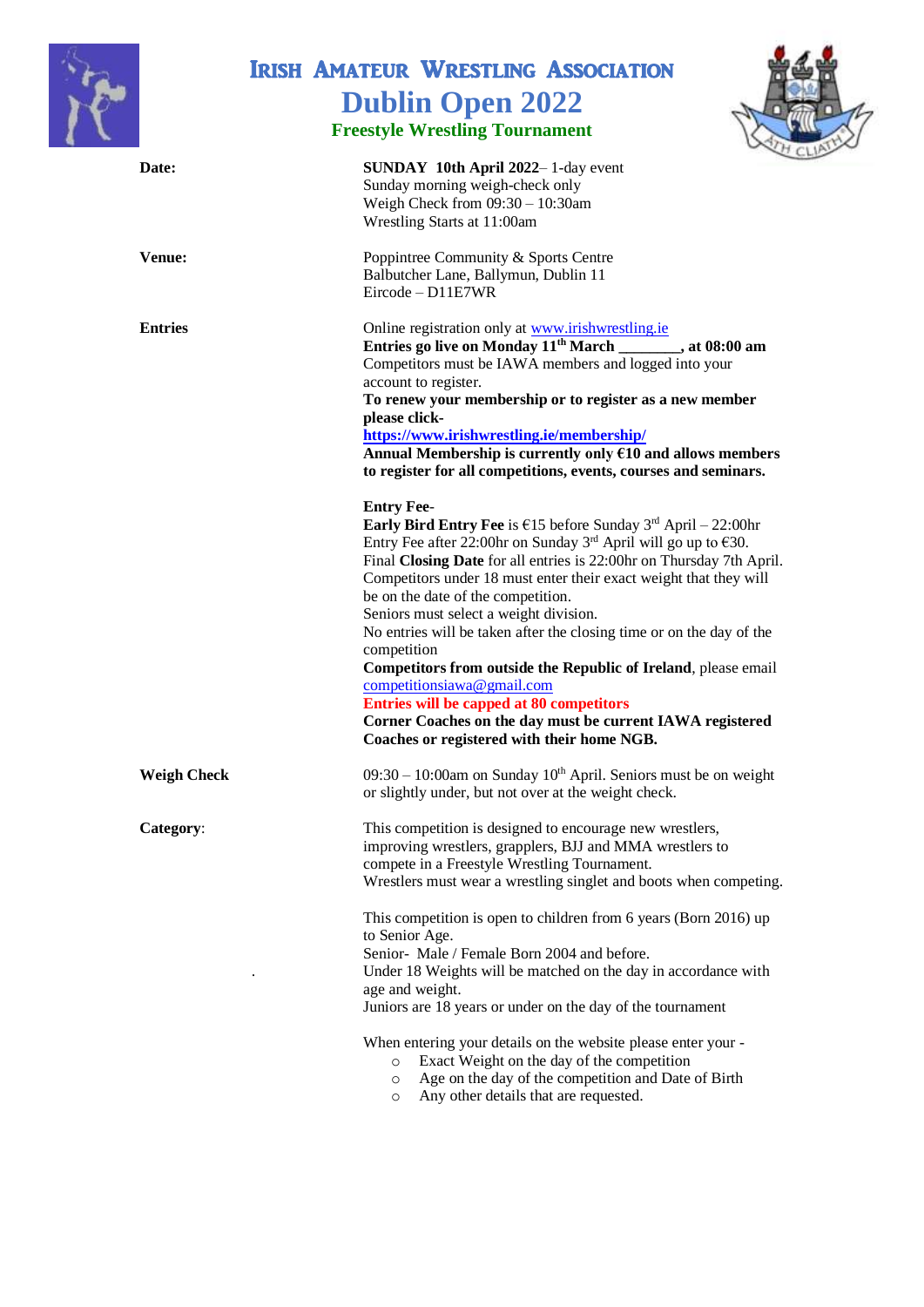# Irish Amateur Wrestling Association

# Dublin Open 2022

## Freestyle Wrestling Tournament

**Date:**

**SUNDAY 10th April 2022**– 1-day event
Sunday morning weigh-check only
Weigh Check from 09:30 – 10:30am
Wrestling Starts at 11:00am

**Venue:**

Poppintree Community & Sports Centre
Balbutcher Lane, Ballymun, Dublin 11
Eircode – D11E7WR

**Entries**

Online registration only at www.irishwrestling.ie
**Entries go live on Monday 11th March ________, at 08:00 am**
Competitors must be IAWA members and logged into your account to register.
**To renew your membership or to register as a new member please click-**
**https://www.irishwrestling.ie/membership/**
**Annual Membership is currently only €10 and allows members to register for all competitions, events, courses and seminars.**

**Entry Fee-**
**Early Bird Entry Fee** is €15 before Sunday 3rd April – 22:00hr
Entry Fee after 22:00hr on Sunday 3rd April will go up to €30.
Final **Closing Date** for all entries is 22:00hr on Thursday 7th April.
Competitors under 18 must enter their exact weight that they will be on the date of the competition.
Seniors must select a weight division.
No entries will be taken after the closing time or on the day of the competition
**Competitors from outside the Republic of Ireland**, please email competitionsiawa@gmail.com
**Entries will be capped at 80 competitors**
**Corner Coaches on the day must be current IAWA registered Coaches or registered with their home NGB.**

**Weigh Check**

09:30 – 10:00am on Sunday 10th April. Seniors must be on weight or slightly under, but not over at the weight check.

**Category**:

This competition is designed to encourage new wrestlers, improving wrestlers, grapplers, BJJ and MMA wrestlers to compete in a Freestyle Wrestling Tournament.
Wrestlers must wear a wrestling singlet and boots when competing.

This competition is open to children from 6 years (Born 2016) up to Senior Age.
Senior- Male / Female Born 2004 and before.
Under 18 Weights will be matched on the day in accordance with age and weight.
Juniors are 18 years or under on the day of the tournament

When entering your details on the website please enter your -

- Exact Weight on the day of the competition
- Age on the day of the competition and Date of Birth
- Any other details that are requested.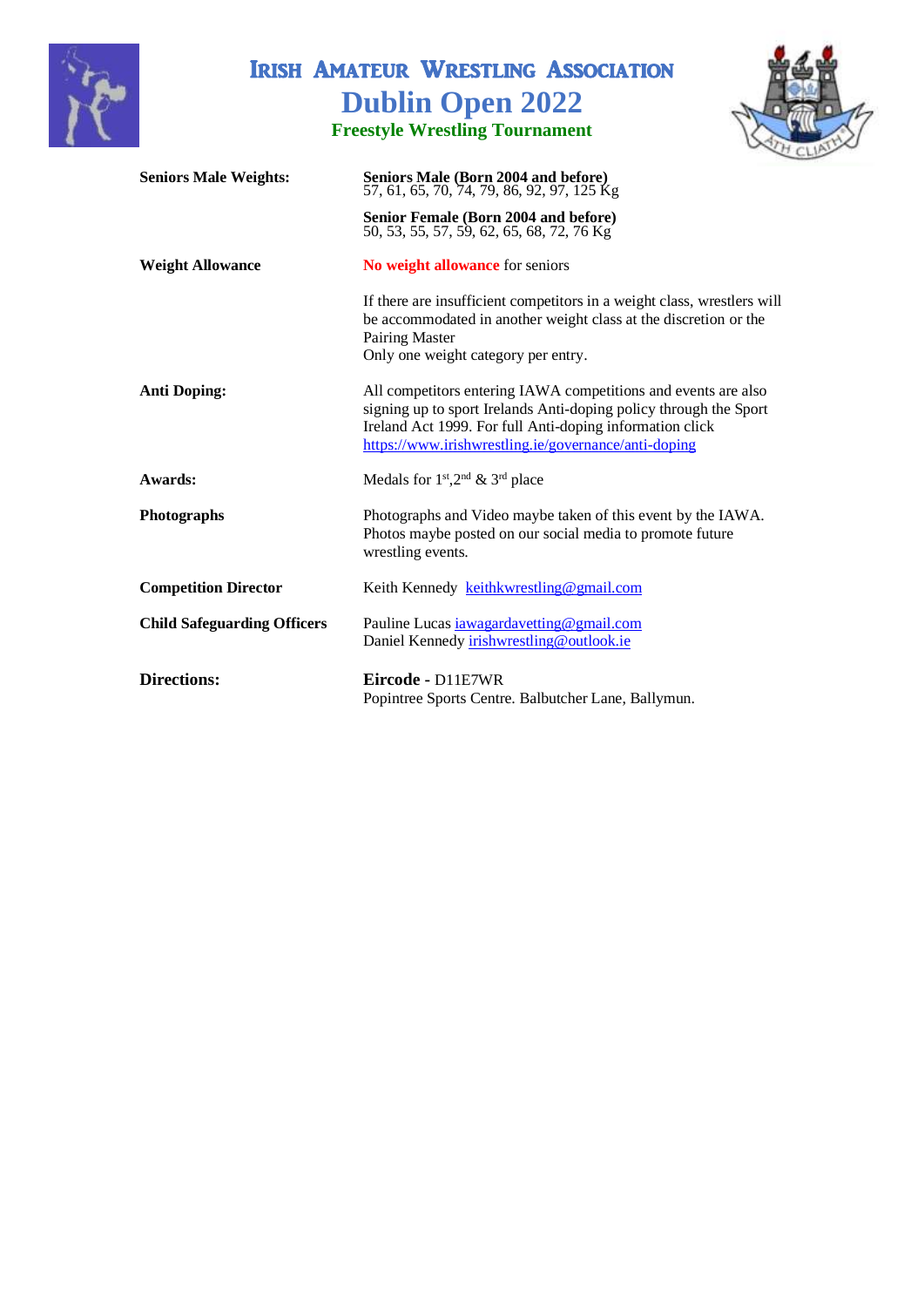# IRISH AMATEUR WRESTLING ASSOCIATION

## Dublin Open 2022

### Freestyle Wrestling Tournament

| | |
|---|---|
| **Seniors Male Weights:** | **Seniors Male (Born 2004 and before)** 57, 61, 65, 70, 74, 79, 86, 92, 97, 125 Kg |
| | **Senior Female (Born 2004 and before)** 50, 53, 55, 57, 59, 62, 65, 68, 72, 76 Kg |
| **Weight Allowance** | **No weight allowance** for seniors |
| | If there are insufficient competitors in a weight class, wrestlers will be accommodated in another weight class at the discretion or the Pairing Master<br>Only one weight category per entry. |
| **Anti Doping:** | All competitors entering IAWA competitions and events are also signing up to sport Irelands Anti-doping policy through the Sport Ireland Act 1999. For full Anti-doping information click https://www.irishwrestling.ie/governance/anti-doping |
| **Awards:** | Medals for 1st,2nd & 3rd place |
| **Photographs** | Photographs and Video maybe taken of this event by the IAWA. Photos maybe posted on our social media to promote future wrestling events. |
| **Competition Director** | Keith Kennedy keithkwrestling@gmail.com |
| **Child Safeguarding Officers** | Pauline Lucas iawagardavetting@gmail.com<br>Daniel Kennedy irishwrestling@outlook.ie |
| **Directions:** | **Eircode -** D11E7WR<br>Popintree Sports Centre. Balbutcher Lane, Ballymun. |